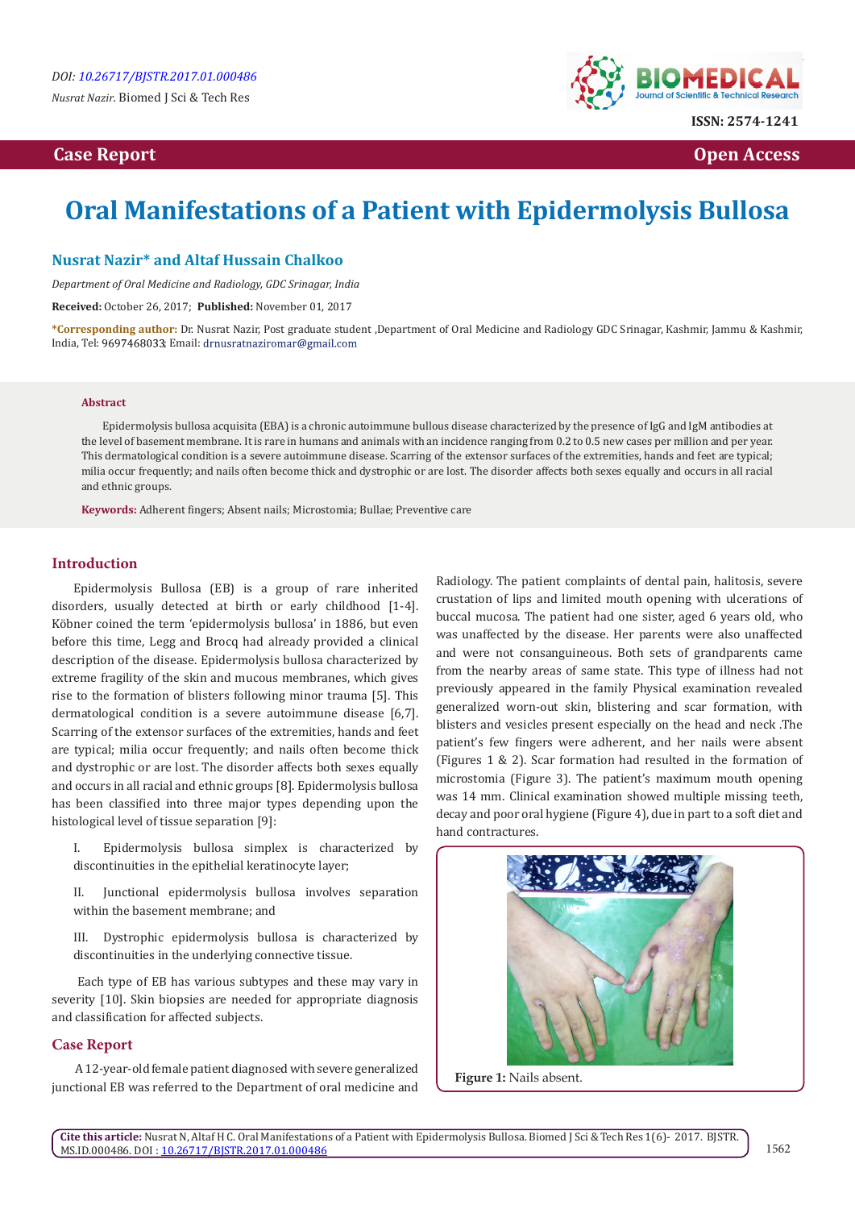DOI: 10.26717/BJSTR.2017.01.000486

*Nusrat Nazir.* Biomed J Sci & Tech Res

ISSN: 2574-1241

Case Report — Open Access

# Oral Manifestations of a Patient with Epidermolysis Bullosa

**Nusrat Nazir* and Altaf Hussain Chalkoo**

*Department of Oral Medicine and Radiology, GDC Srinagar, India*

**Received:** October 26, 2017; **Published:** November 01, 2017

***Corresponding author:** Dr. Nusrat Nazir, Post graduate student ,Department of Oral Medicine and Radiology GDC Srinagar, Kashmir, Jammu & Kashmir, India, Tel: 9697468033; Email: drnusratnaziromar@gmail.com

## Abstract

Epidermolysis bullosa acquisita (EBA) is a chronic autoimmune bullous disease characterized by the presence of IgG and IgM antibodies at the level of basement membrane. It is rare in humans and animals with an incidence ranging from 0.2 to 0.5 new cases per million and per year. This dermatological condition is a severe autoimmune disease. Scarring of the extensor surfaces of the extremities, hands and feet are typical; milia occur frequently; and nails often become thick and dystrophic or are lost. The disorder affects both sexes equally and occurs in all racial and ethnic groups.

**Keywords:** Adherent fingers; Absent nails; Microstomia; Bullae; Preventive care

## Introduction

Epidermolysis Bullosa (EB) is a group of rare inherited disorders, usually detected at birth or early childhood [1-4]. Köbner coined the term 'epidermolysis bullosa' in 1886, but even before this time, Legg and Brocq had already provided a clinical description of the disease. Epidermolysis bullosa characterized by extreme fragility of the skin and mucous membranes, which gives rise to the formation of blisters following minor trauma [5]. This dermatological condition is a severe autoimmune disease [6,7]. Scarring of the extensor surfaces of the extremities, hands and feet are typical; milia occur frequently; and nails often become thick and dystrophic or are lost. The disorder affects both sexes equally and occurs in all racial and ethnic groups [8]. Epidermolysis bullosa has been classified into three major types depending upon the histological level of tissue separation [9]:

I. Epidermolysis bullosa simplex is characterized by discontinuities in the epithelial keratinocyte layer;

II. Junctional epidermolysis bullosa involves separation within the basement membrane; and

III. Dystrophic epidermolysis bullosa is characterized by discontinuities in the underlying connective tissue.

Each type of EB has various subtypes and these may vary in severity [10]. Skin biopsies are needed for appropriate diagnosis and classification for affected subjects.

## Case Report

A 12-year-old female patient diagnosed with severe generalized junctional EB was referred to the Department of oral medicine and Radiology. The patient complaints of dental pain, halitosis, severe crustation of lips and limited mouth opening with ulcerations of buccal mucosa. The patient had one sister, aged 6 years old, who was unaffected by the disease. Her parents were also unaffected and were not consanguineous. Both sets of grandparents came from the nearby areas of same state. This type of illness had not previously appeared in the family Physical examination revealed generalized worn-out skin, blistering and scar formation, with blisters and vesicles present especially on the head and neck .The patient's few fingers were adherent, and her nails were absent (Figures 1 & 2). Scar formation had resulted in the formation of microstomia (Figure 3). The patient's maximum mouth opening was 14 mm. Clinical examination showed multiple missing teeth, decay and poor oral hygiene (Figure 4), due in part to a soft diet and hand contractures.

**Figure 1:** Nails absent.

**Cite this article:** Nusrat N, Altaf H C. Oral Manifestations of a Patient with Epidermolysis Bullosa. Biomed J Sci & Tech Res 1(6)- 2017. BJSTR. MS.ID.000486. DOI : 10.26717/BJSTR.2017.01.000486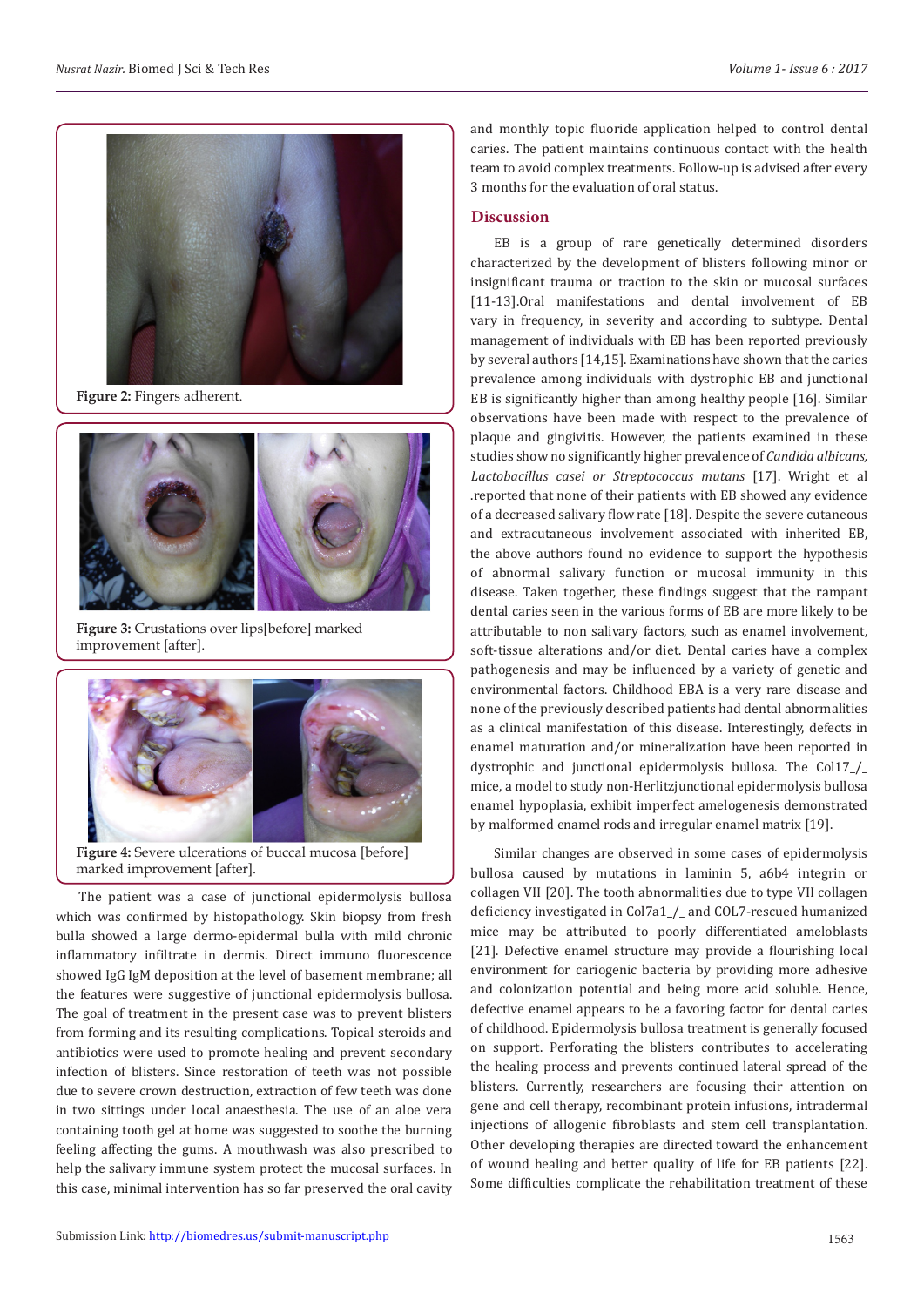**Figure 2:** Fingers adherent.

**Figure 3:** Crustations over lips[before] marked improvement [after].

**Figure 4:** Severe ulcerations of buccal mucosa [before] marked improvement [after].

The patient was a case of junctional epidermolysis bullosa which was confirmed by histopathology. Skin biopsy from fresh bulla showed a large dermo-epidermal bulla with mild chronic inflammatory infiltrate in dermis. Direct immuno fluorescence showed IgG IgM deposition at the level of basement membrane; all the features were suggestive of junctional epidermolysis bullosa. The goal of treatment in the present case was to prevent blisters from forming and its resulting complications. Topical steroids and antibiotics were used to promote healing and prevent secondary infection of blisters. Since restoration of teeth was not possible due to severe crown destruction, extraction of few teeth was done in two sittings under local anaesthesia. The use of an aloe vera containing tooth gel at home was suggested to soothe the burning feeling affecting the gums. A mouthwash was also prescribed to help the salivary immune system protect the mucosal surfaces. In this case, minimal intervention has so far preserved the oral cavity and monthly topic fluoride application helped to control dental caries. The patient maintains continuous contact with the health team to avoid complex treatments. Follow-up is advised after every 3 months for the evaluation of oral status.

## Discussion

EB is a group of rare genetically determined disorders characterized by the development of blisters following minor or insignificant trauma or traction to the skin or mucosal surfaces [11-13].Oral manifestations and dental involvement of EB vary in frequency, in severity and according to subtype. Dental management of individuals with EB has been reported previously by several authors [14,15]. Examinations have shown that the caries prevalence among individuals with dystrophic EB and junctional EB is significantly higher than among healthy people [16]. Similar observations have been made with respect to the prevalence of plaque and gingivitis. However, the patients examined in these studies show no significantly higher prevalence of *Candida albicans, Lactobacillus casei or Streptococcus mutans* [17]. Wright et al .reported that none of their patients with EB showed any evidence of a decreased salivary flow rate [18]. Despite the severe cutaneous and extracutaneous involvement associated with inherited EB, the above authors found no evidence to support the hypothesis of abnormal salivary function or mucosal immunity in this disease. Taken together, these findings suggest that the rampant dental caries seen in the various forms of EB are more likely to be attributable to non salivary factors, such as enamel involvement, soft-tissue alterations and/or diet. Dental caries have a complex pathogenesis and may be influenced by a variety of genetic and environmental factors. Childhood EBA is a very rare disease and none of the previously described patients had dental abnormalities as a clinical manifestation of this disease. Interestingly, defects in enamel maturation and/or mineralization have been reported in dystrophic and junctional epidermolysis bullosa. The Col17_/_ mice, a model to study non-Herlitzjunctional epidermolysis bullosa enamel hypoplasia, exhibit imperfect amelogenesis demonstrated by malformed enamel rods and irregular enamel matrix [19].

Similar changes are observed in some cases of epidermolysis bullosa caused by mutations in laminin 5, a6b4 integrin or collagen VII [20]. The tooth abnormalities due to type VII collagen deficiency investigated in Col7a1_/_ and COL7-rescued humanized mice may be attributed to poorly differentiated ameloblasts [21]. Defective enamel structure may provide a flourishing local environment for cariogenic bacteria by providing more adhesive and colonization potential and being more acid soluble. Hence, defective enamel appears to be a favoring factor for dental caries of childhood. Epidermolysis bullosa treatment is generally focused on support. Perforating the blisters contributes to accelerating the healing process and prevents continued lateral spread of the blisters. Currently, researchers are focusing their attention on gene and cell therapy, recombinant protein infusions, intradermal injections of allogenic fibroblasts and stem cell transplantation. Other developing therapies are directed toward the enhancement of wound healing and better quality of life for EB patients [22]. Some difficulties complicate the rehabilitation treatment of these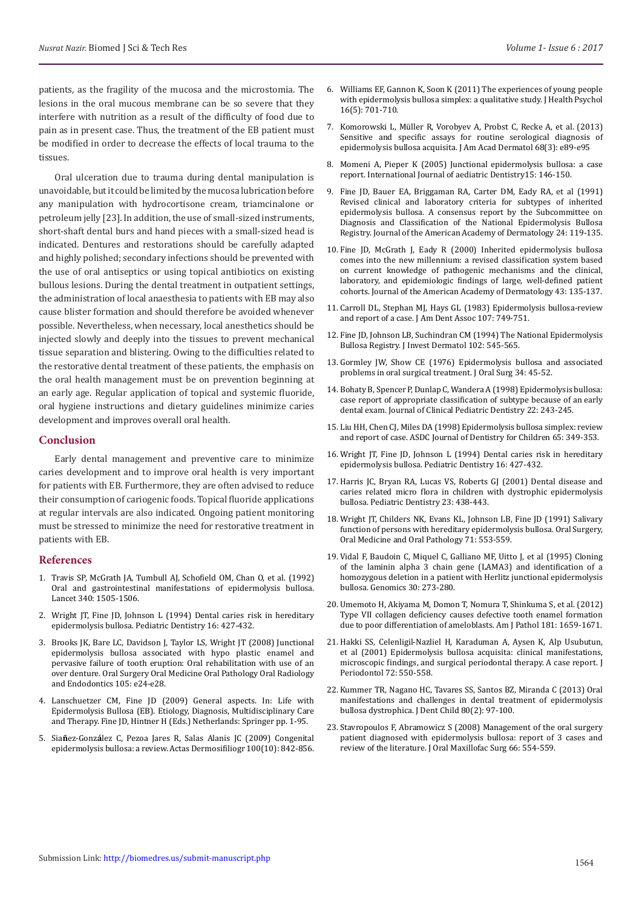patients, as the fragility of the mucosa and the microstomia. The lesions in the oral mucous membrane can be so severe that they interfere with nutrition as a result of the difficulty of food due to pain as in present case. Thus, the treatment of the EB patient must be modified in order to decrease the effects of local trauma to the tissues.

Oral ulceration due to trauma during dental manipulation is unavoidable, but it could be limited by the mucosa lubrication before any manipulation with hydrocortisone cream, triamcinalone or petroleum jelly [23]. In addition, the use of small-sized instruments, short-shaft dental burs and hand pieces with a small-sized head is indicated. Dentures and restorations should be carefully adapted and highly polished; secondary infections should be prevented with the use of oral antiseptics or using topical antibiotics on existing bullous lesions. During the dental treatment in outpatient settings, the administration of local anaesthesia to patients with EB may also cause blister formation and should therefore be avoided whenever possible. Nevertheless, when necessary, local anesthetics should be injected slowly and deeply into the tissues to prevent mechanical tissue separation and blistering. Owing to the difficulties related to the restorative dental treatment of these patients, the emphasis on the oral health management must be on prevention beginning at an early age. Regular application of topical and systemic fluoride, oral hygiene instructions and dietary guidelines minimize caries development and improves overall oral health.

## Conclusion

Early dental management and preventive care to minimize caries development and to improve oral health is very important for patients with EB. Furthermore, they are often advised to reduce their consumption of cariogenic foods. Topical fluoride applications at regular intervals are also indicated. Ongoing patient monitoring must be stressed to minimize the need for restorative treatment in patients with EB.

## References

1. Travis SP, McGrath JA, Tumbull AJ, Schofield OM, Chan O, et al. (1992) Oral and gastrointestinal manifestations of epidermolysis bullosa. Lancet 340: 1505-1506.
2. Wright JT, Fine JD, Johnson L (1994) Dental caries risk in hereditary epidermolysis bullosa. Pediatric Dentistry 16: 427-432.
3. Brooks JK, Bare LC, Davidson J, Taylor LS, Wright JT (2008) Junctional epidermolysis bullosa associated with hypo plastic enamel and pervasive failure of tooth eruption: Oral rehabilitation with use of an over denture. Oral Surgery Oral Medicine Oral Pathology Oral Radiology and Endodontics 105: e24-e28.
4. Lanschuetzer CM, Fine JD (2009) General aspects. In: Life with Epidermolysis Bullosa (EB). Etiology, Diagnosis, Multidisciplinary Care and Therapy. Fine JD, Hintner H (Eds.) Netherlands: Springer pp. 1-95.
5. Siañez-González C, Pezoa Jares R, Salas Alanis JC (2009) Congenital epidermolysis bullosa: a review. Actas Dermosifiliogr 100(10): 842-856.
6. Williams EF, Gannon K, Soon K (2011) The experiences of young people with epidermolysis bullosa simplex: a qualitative study. J Health Psychol 16(5): 701-710.
7. Komorowski L, Müller R, Vorobyev A, Probst C, Recke A, et al. (2013) Sensitive and specific assays for routine serological diagnosis of epidermolysis bullosa acquisita. J Am Acad Dermatol 68(3): e89-e95
8. Momeni A, Pieper K (2005) Junctional epidermolysis bullosa: a case report. International Journal of aediatric Dentistry15: 146-150.
9. Fine JD, Bauer EA, Briggaman RA, Carter DM, Eady RA, et al (1991) Revised clinical and laboratory criteria for subtypes of inherited epidermolysis bullosa. A consensus report by the Subcommittee on Diagnosis and Classification of the National Epidermolysis Bullosa Registry. Journal of the American Academy of Dermatology 24: 119-135.
10. Fine JD, McGrath J, Eady R (2000) Inherited epidermolysis bullosa comes into the new millennium: a revised classification system based on current knowledge of pathogenic mechanisms and the clinical, laboratory, and epidemiologic findings of large, well-defined patient cohorts. Journal of the American Academy of Dermatology 43: 135-137.
11. Carroll DL, Stephan MJ, Hays GL (1983) Epidermolysis bullosa-review and report of a case. J Am Dent Assoc 107: 749-751.
12. Fine JD, Johnson LB, Suchindran CM (1994) The National Epidermolysis Bullosa Registry. J Invest Dermatol 102: 545-565.
13. Gormley JW, Show CE (1976) Epidermolysis bullosa and associated problems in oral surgical treatment. J Oral Surg 34: 45-52.
14. Bohaty B, Spencer P, Dunlap C, Wandera A (1998) Epidermolysis bullosa: case report of appropriate classification of subtype because of an early dental exam. Journal of Clinical Pediatric Dentistry 22: 243-245.
15. Liu HH, Chen CJ, Miles DA (1998) Epidermolysis bullosa simplex: review and report of case. ASDC Journal of Dentistry for Children 65: 349-353.
16. Wright JT, Fine JD, Johnson L (1994) Dental caries risk in hereditary epidermolysis bullosa. Pediatric Dentistry 16: 427-432.
17. Harris JC, Bryan RA, Lucas VS, Roberts GJ (2001) Dental disease and caries related micro flora in children with dystrophic epidermolysis bullosa. Pediatric Dentistry 23: 438-443.
18. Wright JT, Childers NK, Evans KL, Johnson LB, Fine JD (1991) Salivary function of persons with hereditary epidermolysis bullosa. Oral Surgery, Oral Medicine and Oral Pathology 71: 553-559.
19. Vidal F, Baudoin C, Miquel C, Galliano MF, Uitto J, et al (1995) Cloning of the laminin alpha 3 chain gene (LAMA3) and identification of a homozygous deletion in a patient with Herlitz junctional epidermolysis bullosa. Genomics 30: 273-280.
20. Umemoto H, Akiyama M, Domon T, Nomura T, Shinkuma S, et al. (2012) Type VII collagen deficiency causes defective tooth enamel formation due to poor differentiation of ameloblasts. Am J Pathol 181: 1659-1671.
21. Hakki SS, Celenligil-Nazliel H, Karaduman A, Aysen K, Alp Usubutun, et al (2001) Epidermolysis bullosa acquisita: clinical manifestations, microscopic findings, and surgical periodontal therapy. A case report. J Periodontol 72: 550-558.
22. Kummer TR, Nagano HC, Tavares SS, Santos BZ, Miranda C (2013) Oral manifestations and challenges in dental treatment of epidermolysis bullosa dystrophica. J Dent Child 80(2): 97-100.
23. Stavropoulos F, Abramowicz S (2008) Management of the oral surgery patient diagnosed with epidermolysis bullosa: report of 3 cases and review of the literature. J Oral Maxillofac Surg 66: 554-559.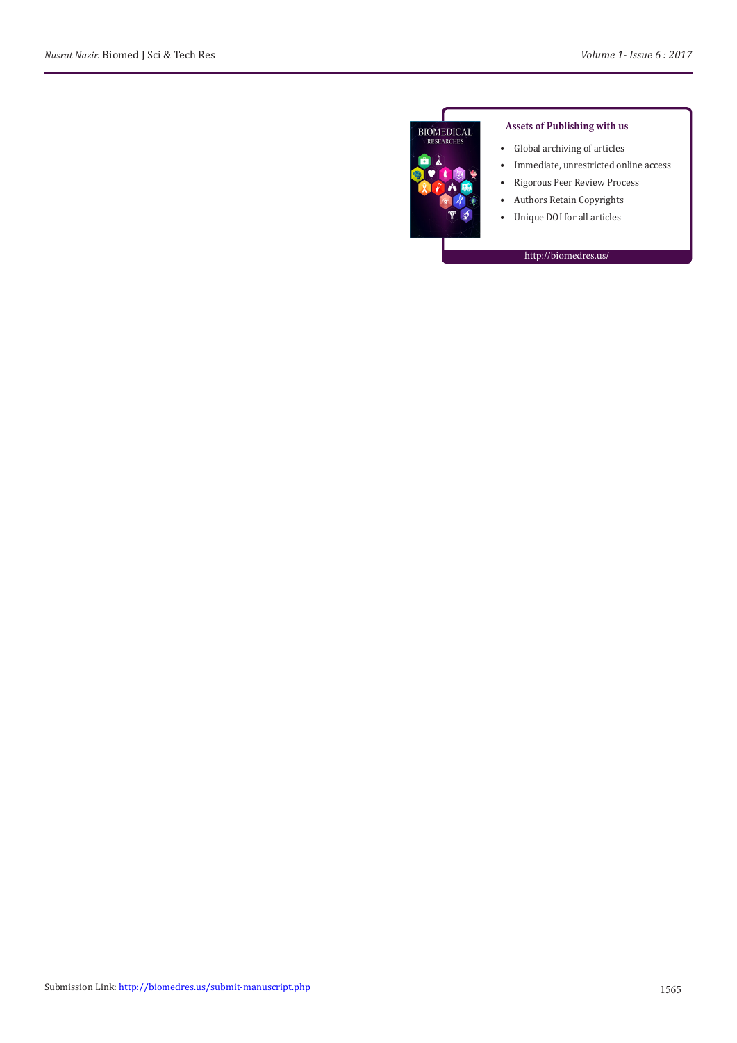**Assets of Publishing with us**

- Global archiving of articles
- Immediate, unrestricted online access
- Rigorous Peer Review Process
- Authors Retain Copyrights
- Unique DOI for all articles

http://biomedres.us/

Submission Link: http://biomedres.us/submit-manuscript.php